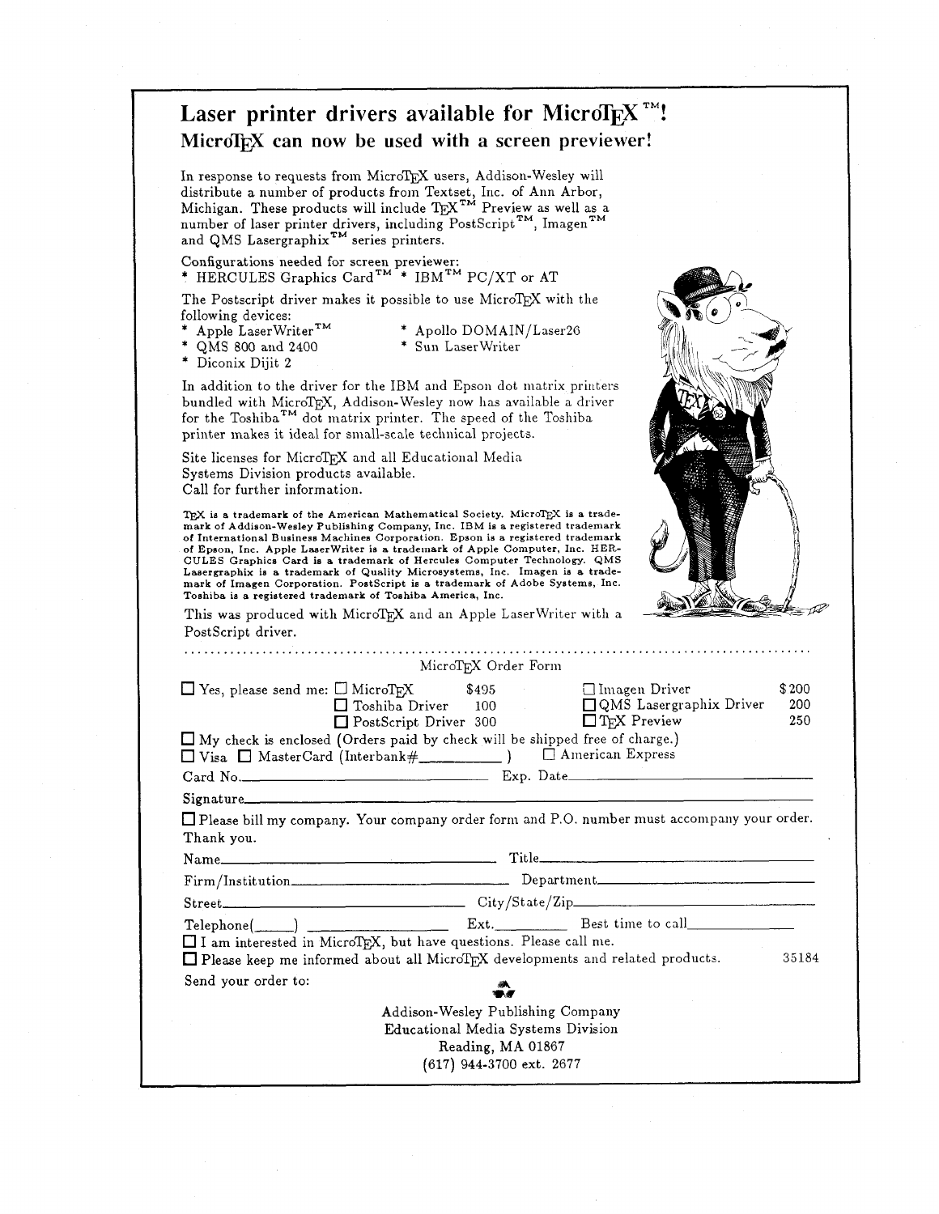# Laser printer drivers available for MicroTEX™!

## MicroTEX can now be used with a screen previewer!

In response to requests from MicroTEX users, Addison-Wesley will distribute a number of products from Textset, Inc. of Ann Arbor, Michigan. These products will include TEX™ Preview as well as a number of laser printer drivers, including PostScript™, Imagen™ and QMS Lasergraphix™ series printers.

Configurations needed for screen previewer:
* HERCULES Graphics Card™ * IBM™ PC/XT or AT

The Postscript driver makes it possible to use MicroTEX with the following devices:

* Apple LaserWriter™
* QMS 800 and 2400
* Diconix Dijit 2
* Apollo DOMAIN/Laser26
* Sun LaserWriter

In addition to the driver for the IBM and Epson dot matrix printers bundled with MicroTEX, Addison-Wesley now has available a driver for the Toshiba™ dot matrix printer. The speed of the Toshiba printer makes it ideal for small-scale technical projects.

Site licenses for MicroTEX and all Educational Media Systems Division products available.
Call for further information.

TEX is a trademark of the American Mathematical Society. MicroTEX is a trademark of Addison-Wesley Publishing Company, Inc. IBM is a registered trademark of International Business Machines Corporation. Epson is a registered trademark of Epson, Inc. Apple LaserWriter is a trademark of Apple Computer, Inc. HERCULES Graphics Card is a trademark of Hercules Computer Technology. QMS Lasergraphix is a trademark of Quality Microsystems, Inc. Imagen is a trademark of Imagen Corporation. PostScript is a trademark of Adobe Systems, Inc. Toshiba is a registered trademark of Toshiba America, Inc.

This was produced with MicroTEX and an Apple LaserWriter with a PostScript driver.

---

MicroTEX Order Form

☐ Yes, please send me:

| | | | |
|---|---|---|---|
| ☐ MicroTEX | $495 | ☐ Imagen Driver | $200 |
| ☐ Toshiba Driver | 100 | ☐ QMS Lasergraphix Driver | 200 |
| ☐ PostScript Driver | 300 | ☐ TEX Preview | 250 |

☐ My check is enclosed (Orders paid by check will be shipped free of charge.)
☐ Visa ☐ MasterCard (Interbank#__________ ) ☐ American Express

Card No.______________________ Exp. Date______________________

Signature______________________________________________

☐ Please bill my company. Your company order form and P.O. number must accompany your order. Thank you.

Name______________________ Title______________________

Firm/Institution______________________ Department______________________

Street______________________ City/State/Zip______________________

Telephone(_____) ______________ Ext.________ Best time to call____________

☐ I am interested in MicroTEX, but have questions. Please call me.
☐ Please keep me informed about all MicroTEX developments and related products. 35184

Send your order to:

Addison-Wesley Publishing Company
Educational Media Systems Division
Reading, MA 01867
(617) 944-3700 ext. 2677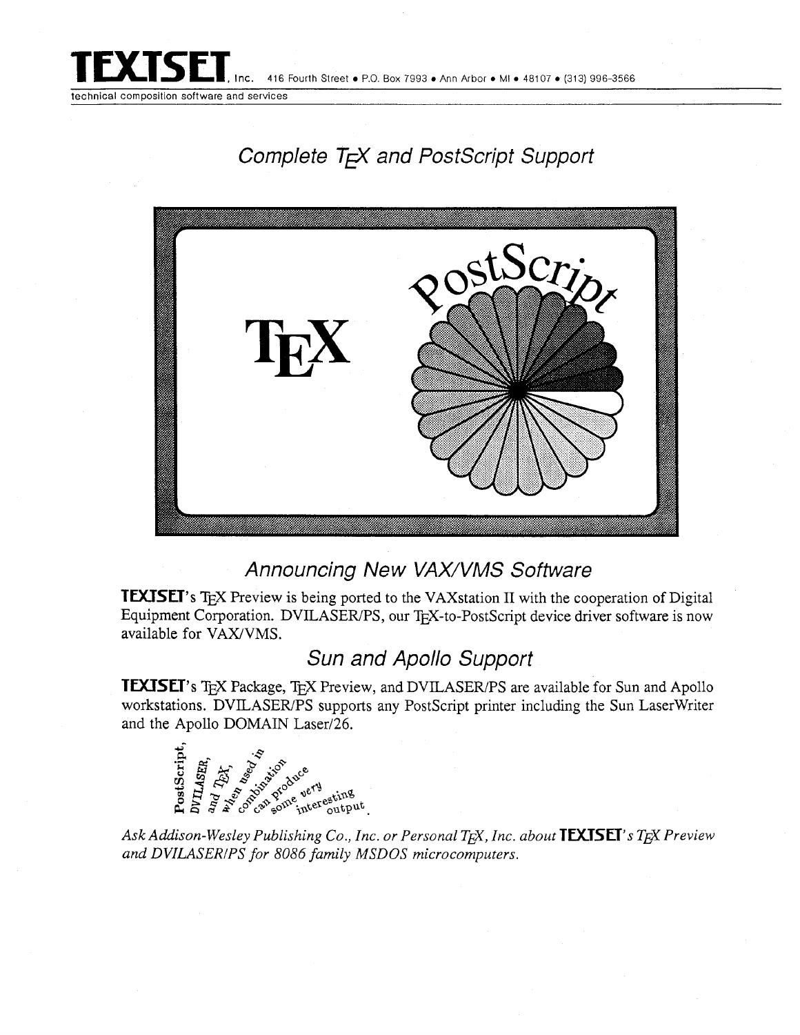**TEXTSET**, Inc. 416 Fourth Street • P.O. Box 7993 • Ann Arbor • MI • 48107 • (313) 996-3566

technical composition software and services

## *Complete TEX and PostScript Support*

## *Announcing New VAX/VMS Software*

**TEXTSET**'s TEX Preview is being ported to the VAXstation II with the cooperation of Digital Equipment Corporation. DVILASER/PS, our TEX-to-PostScript device driver software is now available for VAX/VMS.

## *Sun and Apollo Support*

**TEXTSET**'s TEX Package, TEX Preview, and DVILASER/PS are available for Sun and Apollo workstations. DVILASER/PS supports any PostScript printer including the Sun LaserWriter and the Apollo DOMAIN Laser/26.

PostScript, DVILASER, and TEX, when used in combination can produce some very interesting output.

*Ask Addison-Wesley Publishing Co., Inc. or Personal TEX, Inc. about* **TEXTSET**'s *TEX Preview and DVILASER/PS for 8086 family MSDOS microcomputers.*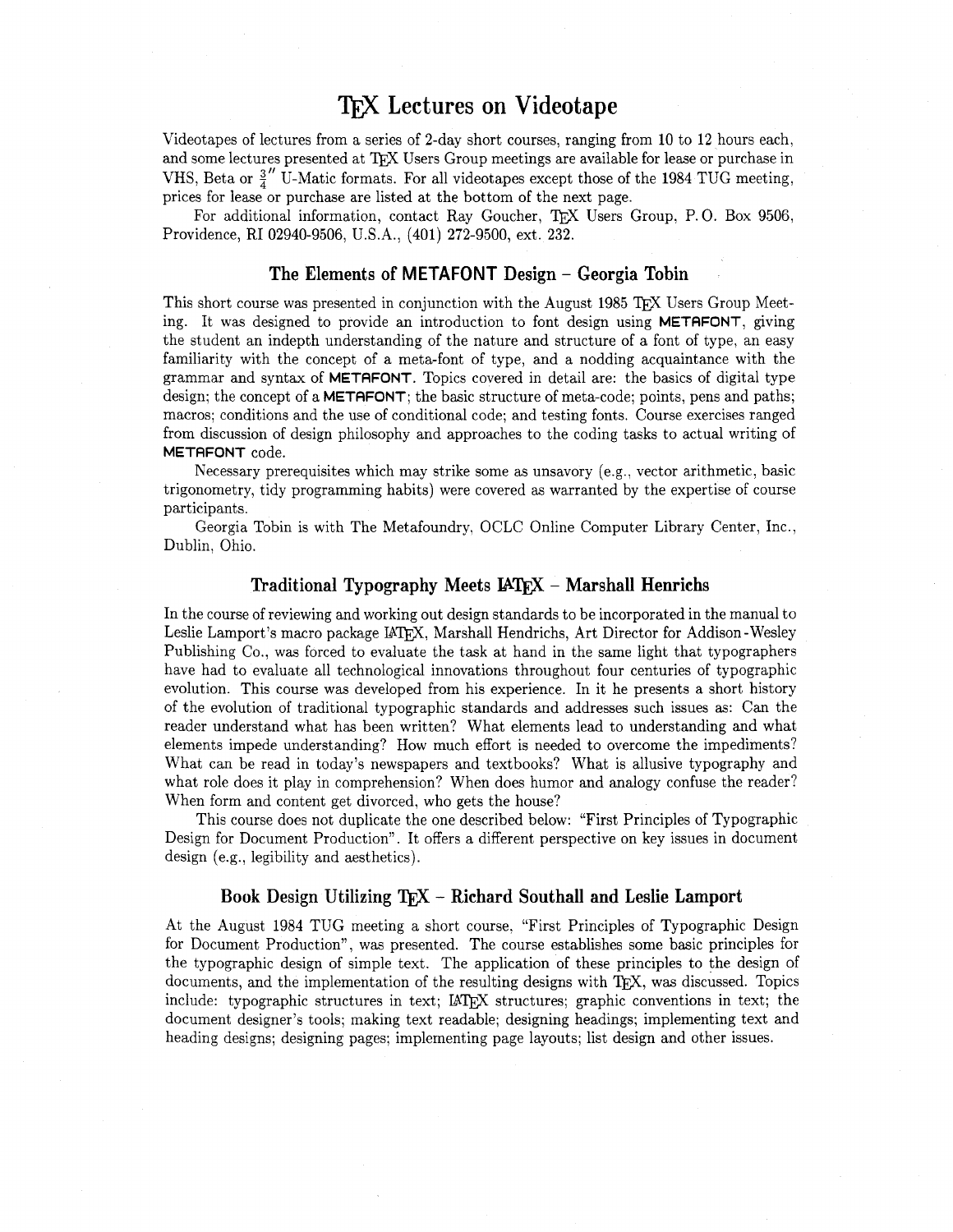# TeX Lectures on Videotape

Videotapes of lectures from a series of 2-day short courses, ranging from 10 to 12 hours each, and some lectures presented at TeX Users Group meetings are available for lease or purchase in VHS, Beta or $\frac{3}{4}''$ U-Matic formats. For all videotapes except those of the 1984 TUG meeting, prices for lease or purchase are listed at the bottom of the next page.

For additional information, contact Ray Goucher, TeX Users Group, P. O. Box 9506, Providence, RI 02940-9506, U.S.A., (401) 272-9500, ext. 232.

## The Elements of METAFONT Design – Georgia Tobin

This short course was presented in conjunction with the August 1985 TeX Users Group Meeting. It was designed to provide an introduction to font design using METAFONT, giving the student an indepth understanding of the nature and structure of a font of type, an easy familiarity with the concept of a meta-font of type, and a nodding acquaintance with the grammar and syntax of METAFONT. Topics covered in detail are: the basics of digital type design; the concept of a METAFONT; the basic structure of meta-code; points, pens and paths; macros; conditions and the use of conditional code; and testing fonts. Course exercises ranged from discussion of design philosophy and approaches to the coding tasks to actual writing of METAFONT code.

Necessary prerequisites which may strike some as unsavory (e.g., vector arithmetic, basic trigonometry, tidy programming habits) were covered as warranted by the expertise of course participants.

Georgia Tobin is with The Metafoundry, OCLC Online Computer Library Center, Inc., Dublin, Ohio.

## Traditional Typography Meets LaTeX – Marshall Henrichs

In the course of reviewing and working out design standards to be incorporated in the manual to Leslie Lamport's macro package LaTeX, Marshall Hendrichs, Art Director for Addison-Wesley Publishing Co., was forced to evaluate the task at hand in the same light that typographers have had to evaluate all technological innovations throughout four centuries of typographic evolution. This course was developed from his experience. In it he presents a short history of the evolution of traditional typographic standards and addresses such issues as: Can the reader understand what has been written? What elements lead to understanding and what elements impede understanding? How much effort is needed to overcome the impediments? What can be read in today's newspapers and textbooks? What is allusive typography and what role does it play in comprehension? When does humor and analogy confuse the reader? When form and content get divorced, who gets the house?

This course does not duplicate the one described below: "First Principles of Typographic Design for Document Production". It offers a different perspective on key issues in document design (e.g., legibility and aesthetics).

## Book Design Utilizing TeX – Richard Southall and Leslie Lamport

At the August 1984 TUG meeting a short course, "First Principles of Typographic Design for Document Production", was presented. The course establishes some basic principles for the typographic design of simple text. The application of these principles to the design of documents, and the implementation of the resulting designs with TeX, was discussed. Topics include: typographic structures in text; LaTeX structures; graphic conventions in text; the document designer's tools; making text readable; designing headings; implementing text and heading designs; designing pages; implementing page layouts; list design and other issues.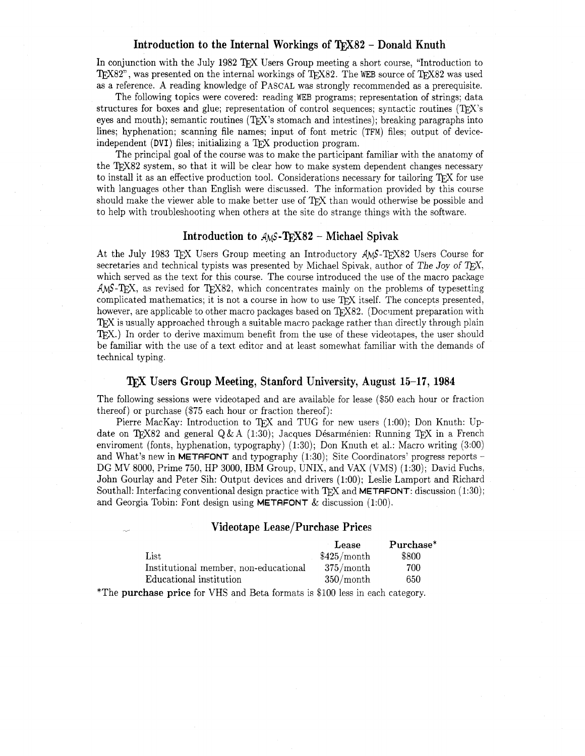## Introduction to the Internal Workings of TEX82 – Donald Knuth

In conjunction with the July 1982 TEX Users Group meeting a short course, "Introduction to TEX82", was presented on the internal workings of TEX82. The WEB source of TEX82 was used as a reference. A reading knowledge of PASCAL was strongly recommended as a prerequisite.

The following topics were covered: reading WEB programs; representation of strings; data structures for boxes and glue; representation of control sequences; syntactic routines (TEX's eyes and mouth); semantic routines (TEX's stomach and intestines); breaking paragraphs into lines; hyphenation; scanning file names; input of font metric (TFM) files; output of device-independent (DVI) files; initializing a TEX production program.

The principal goal of the course was to make the participant familiar with the anatomy of the TEX82 system, so that it will be clear how to make system dependent changes necessary to install it as an effective production tool. Considerations necessary for tailoring TEX for use with languages other than English were discussed. The information provided by this course should make the viewer able to make better use of TEX than would otherwise be possible and to help with troubleshooting when others at the site do strange things with the software.

## Introduction to AMS-TEX82 – Michael Spivak

At the July 1983 TEX Users Group meeting an Introductory AMS-TEX82 Users Course for secretaries and technical typists was presented by Michael Spivak, author of *The Joy of TEX*, which served as the text for this course. The course introduced the use of the macro package AMS-TEX, as revised for TEX82, which concentrates mainly on the problems of typesetting complicated mathematics; it is not a course in how to use TEX itself. The concepts presented, however, are applicable to other macro packages based on TEX82. (Document preparation with TEX is usually approached through a suitable macro package rather than directly through plain TEX.) In order to derive maximum benefit from the use of these videotapes, the user should be familiar with the use of a text editor and at least somewhat familiar with the demands of technical typing.

## TEX Users Group Meeting, Stanford University, August 15–17, 1984

The following sessions were videotaped and are available for lease ($50 each hour or fraction thereof) or purchase ($75 each hour or fraction thereof):

Pierre MacKay: Introduction to TEX and TUG for new users (1:00); Don Knuth: Update on TEX82 and general Q & A (1:30); Jacques Désarménien: Running TEX in a French enviroment (fonts, hyphenation, typography) (1:30); Don Knuth et al.: Macro writing (3:00) and What's new in **METAFONT** and typography (1:30); Site Coordinators' progress reports – DG MV 8000, Prime 750, HP 3000, IBM Group, UNIX, and VAX (VMS) (1:30); David Fuchs, John Gourlay and Peter Sih: Output devices and drivers (1:00); Leslie Lamport and Richard Southall: Interfacing conventional design practice with TEX and **METAFONT**: discussion (1:30); and Georgia Tobin: Font design using **METAFONT** & discussion (1:00).

## Videotape Lease/Purchase Prices

| | Lease | Purchase* |
|---|---|---|
| List | $425/month | $800 |
| Institutional member, non-educational | 375/month | 700 |
| Educational institution | 350/month | 650 |

*The **purchase price** for VHS and Beta formats is $100 less in each category.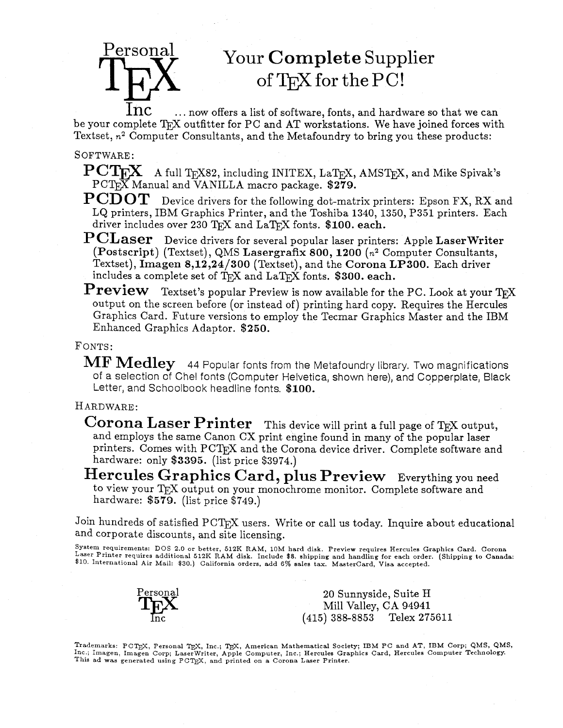# Personal TEX Inc — Your **Complete** Supplier of TEX for the PC!

... now offers a list of software, fonts, and hardware so that we can be your complete TEX outfitter for PC and AT workstations. We have joined forces with Textset, $n^2$ Computer Consultants, and the Metafoundry to bring you these products:

SOFTWARE:

**PCTEX** A full TEX82, including INITEX, LaTEX, AMSTEX, and Mike Spivak's PCTEX Manual and VANILLA macro package. **$279.**

**PCDOT** Device drivers for the following dot-matrix printers: Epson FX, RX and LQ printers, IBM Graphics Printer, and the Toshiba 1340, 1350, P351 printers. Each driver includes over 230 TEX and LaTEX fonts. **$100. each.**

**PCLaser** Device drivers for several popular laser printers: Apple **LaserWriter (Postscript)** (Textset), QMS **Lasergrafix 800, 1200** ($n^2$ Computer Consultants, Textset), **Imagen 8,12,24/300** (Textset), and the **Corona LP300.** Each driver includes a complete set of TEX and LaTEX fonts. **$300. each.**

**Preview** Textset's popular Preview is now available for the PC. Look at your TEX output on the screen before (or instead of) printing hard copy. Requires the Hercules Graphics Card. Future versions to employ the Tecmar Graphics Master and the IBM Enhanced Graphics Adaptor. **$250.**

FONTS:

**MF Medley** 44 Popular fonts from the Metafoundry library. Two magnifications of a selection of Chel fonts (Computer Helvetica, shown here), and Copperplate, Black Letter, and Schoolbook headline fonts. **$100.**

HARDWARE:

**Corona Laser Printer** This device will print a full page of TEX output, and employs the same Canon CX print engine found in many of the popular laser printers. Comes with PCTEX and the Corona device driver. Complete software and hardware: only **$3395.** (list price $3974.)

**Hercules Graphics Card, plus Preview** Everything you need to view your TEX output on your monochrome monitor. Complete software and hardware: **$579.** (list price $749.)

Join hundreds of satisfied PCTEX users. Write or call us today. Inquire about educational and corporate discounts, and site licensing.

System requirements: DOS 2.0 or better, 512K RAM, 10M hard disk. Preview requires Hercules Graphics Card. Corona Laser Printer requires additional 512K RAM disk. Include $8. shipping and handling for each order. (Shipping to Canada: $10. International Air Mail: $30.) California orders, add 6% sales tax. MasterCard, Visa accepted.

Personal TEX Inc
20 Sunnyside, Suite H
Mill Valley, CA 94941
(415) 388-8853 Telex 275611

Trademarks: PCTEX, Personal TEX, Inc.; TEX, American Mathematical Society; IBM PC and AT, IBM Corp; QMS, QMS, Inc.; Imagen, Imagen Corp; LaserWriter, Apple Computer, Inc.; Hercules Graphics Card, Hercules Computer Technology. This ad was generated using PCTEX, and printed on a Corona Laser Printer.